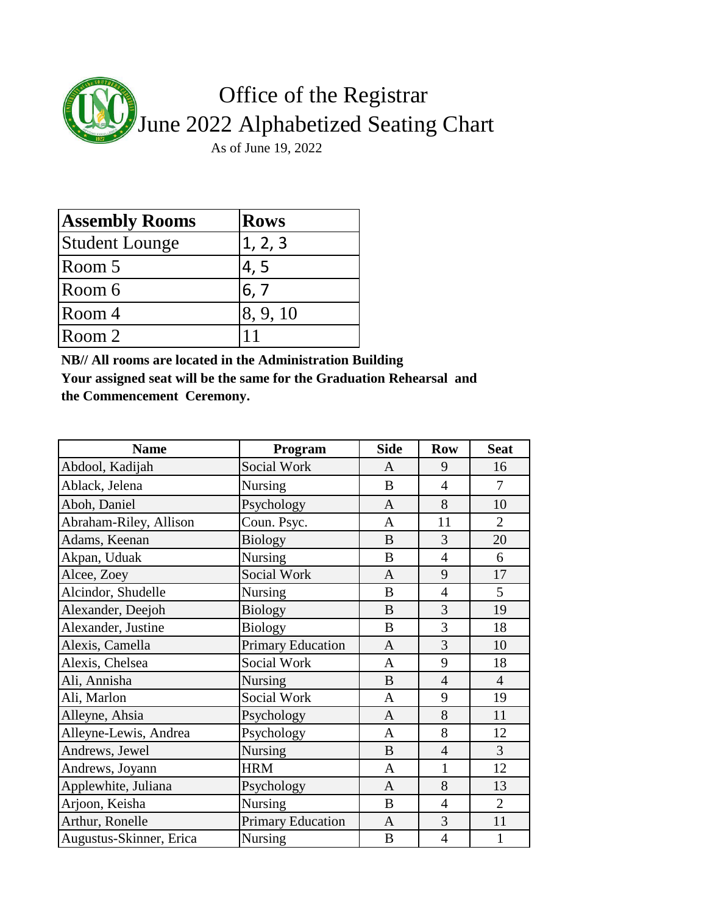# Office of the Registrar
## June 2022 Alphabetized Seating Chart

As of June 19, 2022

| Assembly Rooms | Rows |
|---|---|
| Student Lounge | 1, 2, 3 |
| Room 5 | 4, 5 |
| Room 6 | 6, 7 |
| Room 4 | 8, 9, 10 |
| Room 2 | 11 |

**NB// All rooms are located in the Administration Building**
**Your assigned seat will be the same for the Graduation Rehearsal and the Commencement Ceremony.**

| Name | Program | Side | Row | Seat |
|---|---|---|---|---|
| Abdool, Kadijah | Social Work | A | 9 | 16 |
| Ablack, Jelena | Nursing | B | 4 | 7 |
| Aboh, Daniel | Psychology | A | 8 | 10 |
| Abraham-Riley, Allison | Coun. Psyc. | A | 11 | 2 |
| Adams, Keenan | Biology | B | 3 | 20 |
| Akpan, Uduak | Nursing | B | 4 | 6 |
| Alcee, Zoey | Social Work | A | 9 | 17 |
| Alcindor, Shudelle | Nursing | B | 4 | 5 |
| Alexander, Deejoh | Biology | B | 3 | 19 |
| Alexander, Justine | Biology | B | 3 | 18 |
| Alexis, Camella | Primary Education | A | 3 | 10 |
| Alexis, Chelsea | Social Work | A | 9 | 18 |
| Ali, Annisha | Nursing | B | 4 | 4 |
| Ali, Marlon | Social Work | A | 9 | 19 |
| Alleyne, Ahsia | Psychology | A | 8 | 11 |
| Alleyne-Lewis, Andrea | Psychology | A | 8 | 12 |
| Andrews, Jewel | Nursing | B | 4 | 3 |
| Andrews, Joyann | HRM | A | 1 | 12 |
| Applewhite, Juliana | Psychology | A | 8 | 13 |
| Arjoon, Keisha | Nursing | B | 4 | 2 |
| Arthur, Ronelle | Primary Education | A | 3 | 11 |
| Augustus-Skinner, Erica | Nursing | B | 4 | 1 |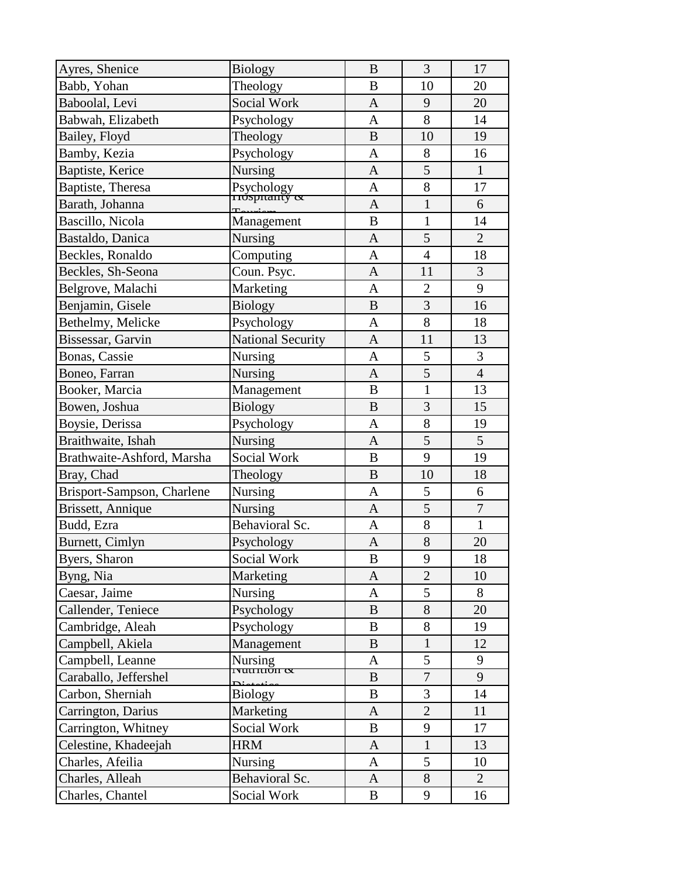| | | | | |
|---|---|---|---|---|
| Ayres, Shenice | Biology | B | 3 | 17 |
| Babb, Yohan | Theology | B | 10 | 20 |
| Baboolal, Levi | Social Work | A | 9 | 20 |
| Babwah, Elizabeth | Psychology | A | 8 | 14 |
| Bailey, Floyd | Theology | B | 10 | 19 |
| Bamby, Kezia | Psychology | A | 8 | 16 |
| Baptiste, Kerice | Nursing | A | 5 | 1 |
| Baptiste, Theresa | Psychology | A | 8 | 17 |
| Barath, Johanna | Hospitality & Tourism | A | 1 | 6 |
| Bascillo, Nicola | Management | B | 1 | 14 |
| Bastaldo, Danica | Nursing | A | 5 | 2 |
| Beckles, Ronaldo | Computing | A | 4 | 18 |
| Beckles, Sh-Seona | Coun. Psyc. | A | 11 | 3 |
| Belgrove, Malachi | Marketing | A | 2 | 9 |
| Benjamin, Gisele | Biology | B | 3 | 16 |
| Bethelmy, Melicke | Psychology | A | 8 | 18 |
| Bissessar, Garvin | National Security | A | 11 | 13 |
| Bonas, Cassie | Nursing | A | 5 | 3 |
| Boneo, Farran | Nursing | A | 5 | 4 |
| Booker, Marcia | Management | B | 1 | 13 |
| Bowen, Joshua | Biology | B | 3 | 15 |
| Boysie, Derissa | Psychology | A | 8 | 19 |
| Braithwaite, Ishah | Nursing | A | 5 | 5 |
| Brathwaite-Ashford, Marsha | Social Work | B | 9 | 19 |
| Bray, Chad | Theology | B | 10 | 18 |
| Brisport-Sampson, Charlene | Nursing | A | 5 | 6 |
| Brissett, Annique | Nursing | A | 5 | 7 |
| Budd, Ezra | Behavioral Sc. | A | 8 | 1 |
| Burnett, Cimlyn | Psychology | A | 8 | 20 |
| Byers, Sharon | Social Work | B | 9 | 18 |
| Byng, Nia | Marketing | A | 2 | 10 |
| Caesar, Jaime | Nursing | A | 5 | 8 |
| Callender, Teniece | Psychology | B | 8 | 20 |
| Cambridge, Aleah | Psychology | B | 8 | 19 |
| Campbell, Akiela | Management | B | 1 | 12 |
| Campbell, Leanne | Nursing | A | 5 | 9 |
| Caraballo, Jeffershel | Nutrition & Dietetics | B | 7 | 9 |
| Carbon, Sherniah | Biology | B | 3 | 14 |
| Carrington, Darius | Marketing | A | 2 | 11 |
| Carrington, Whitney | Social Work | B | 9 | 17 |
| Celestine, Khadeejah | HRM | A | 1 | 13 |
| Charles, Afeilia | Nursing | A | 5 | 10 |
| Charles, Alleah | Behavioral Sc. | A | 8 | 2 |
| Charles, Chantel | Social Work | B | 9 | 16 |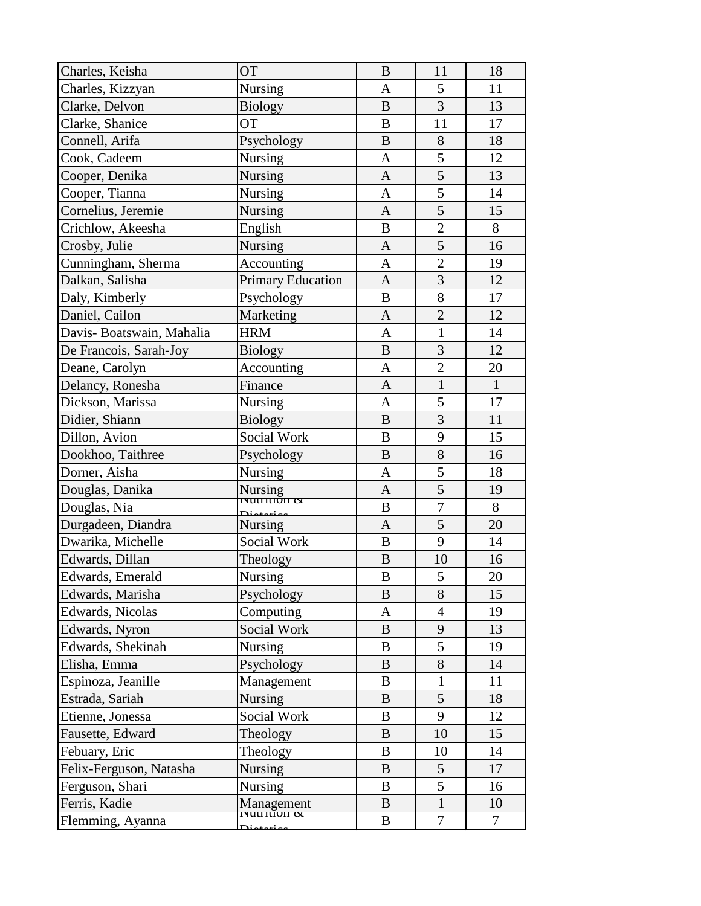| | | | | |
|---|---|---|---|---|
| Charles, Keisha | OT | B | 11 | 18 |
| Charles, Kizzyan | Nursing | A | 5 | 11 |
| Clarke, Delvon | Biology | B | 3 | 13 |
| Clarke, Shanice | OT | B | 11 | 17 |
| Connell, Arifa | Psychology | B | 8 | 18 |
| Cook, Cadeem | Nursing | A | 5 | 12 |
| Cooper, Denika | Nursing | A | 5 | 13 |
| Cooper, Tianna | Nursing | A | 5 | 14 |
| Cornelius, Jeremie | Nursing | A | 5 | 15 |
| Crichlow, Akeesha | English | B | 2 | 8 |
| Crosby, Julie | Nursing | A | 5 | 16 |
| Cunningham, Sherma | Accounting | A | 2 | 19 |
| Dalkan, Salisha | Primary Education | A | 3 | 12 |
| Daly, Kimberly | Psychology | B | 8 | 17 |
| Daniel, Cailon | Marketing | A | 2 | 12 |
| Davis- Boatswain, Mahalia | HRM | A | 1 | 14 |
| De Francois, Sarah-Joy | Biology | B | 3 | 12 |
| Deane, Carolyn | Accounting | A | 2 | 20 |
| Delancy, Ronesha | Finance | A | 1 | 1 |
| Dickson, Marissa | Nursing | A | 5 | 17 |
| Didier, Shiann | Biology | B | 3 | 11 |
| Dillon, Avion | Social Work | B | 9 | 15 |
| Dookhoo, Taithree | Psychology | B | 8 | 16 |
| Dorner, Aisha | Nursing | A | 5 | 18 |
| Douglas, Danika | Nursing | A | 5 | 19 |
| Douglas, Nia | Nutrition & Dietetics | B | 7 | 8 |
| Durgadeen, Diandra | Nursing | A | 5 | 20 |
| Dwarika, Michelle | Social Work | B | 9 | 14 |
| Edwards, Dillan | Theology | B | 10 | 16 |
| Edwards, Emerald | Nursing | B | 5 | 20 |
| Edwards, Marisha | Psychology | B | 8 | 15 |
| Edwards, Nicolas | Computing | A | 4 | 19 |
| Edwards, Nyron | Social Work | B | 9 | 13 |
| Edwards, Shekinah | Nursing | B | 5 | 19 |
| Elisha, Emma | Psychology | B | 8 | 14 |
| Espinoza, Jeanille | Management | B | 1 | 11 |
| Estrada, Sariah | Nursing | B | 5 | 18 |
| Etienne, Jonessa | Social Work | B | 9 | 12 |
| Fausette, Edward | Theology | B | 10 | 15 |
| Febuary, Eric | Theology | B | 10 | 14 |
| Felix-Ferguson, Natasha | Nursing | B | 5 | 17 |
| Ferguson, Shari | Nursing | B | 5 | 16 |
| Ferris, Kadie | Management | B | 1 | 10 |
| Flemming, Ayanna | Nutrition & Dietetics | B | 7 | 7 |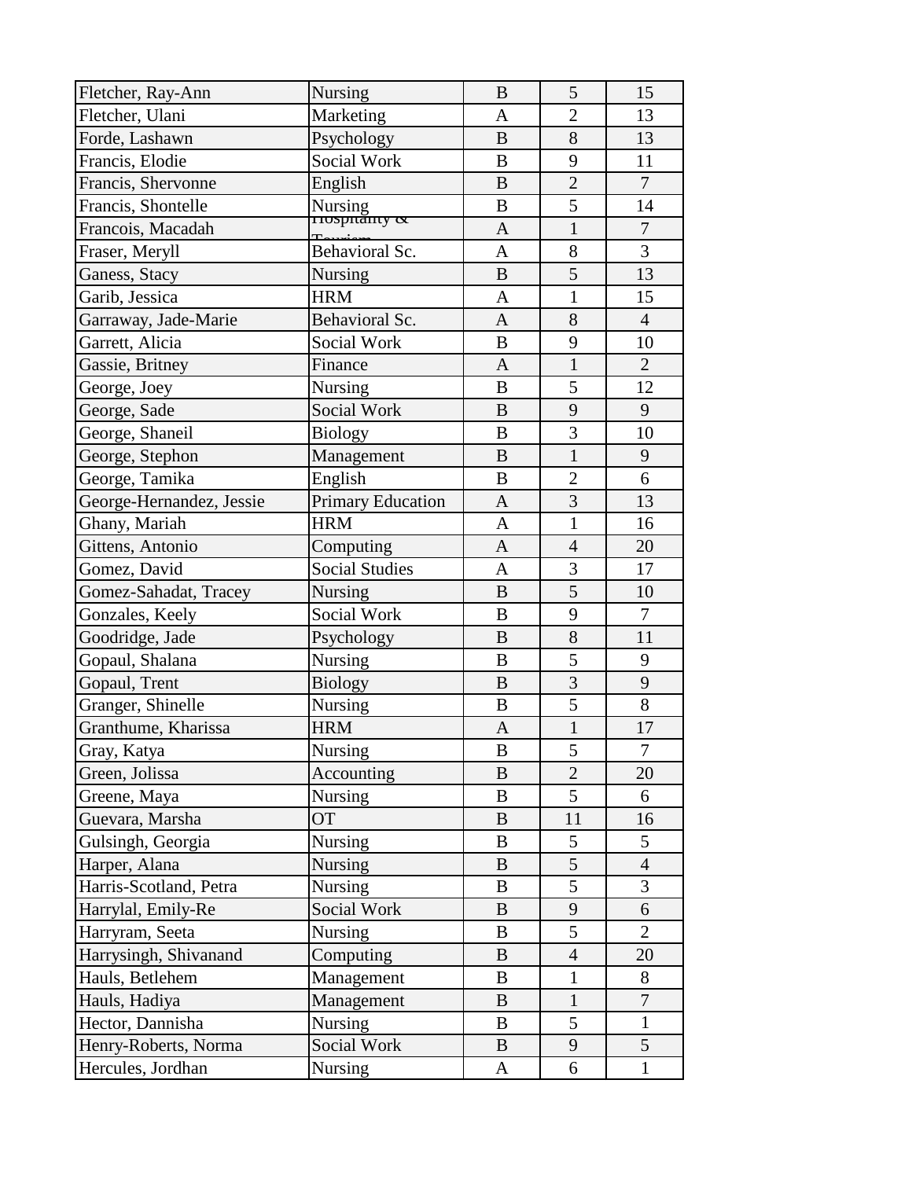| | | | | |
|---|---|---|---|---|
| Fletcher, Ray-Ann | Nursing | B | 5 | 15 |
| Fletcher, Ulani | Marketing | A | 2 | 13 |
| Forde, Lashawn | Psychology | B | 8 | 13 |
| Francis, Elodie | Social Work | B | 9 | 11 |
| Francis, Shervonne | English | B | 2 | 7 |
| Francis, Shontelle | Nursing | B | 5 | 14 |
| Francois, Macadah | Hospitality & Tourism | A | 1 | 7 |
| Fraser, Meryll | Behavioral Sc. | A | 8 | 3 |
| Ganess, Stacy | Nursing | B | 5 | 13 |
| Garib, Jessica | HRM | A | 1 | 15 |
| Garraway, Jade-Marie | Behavioral Sc. | A | 8 | 4 |
| Garrett, Alicia | Social Work | B | 9 | 10 |
| Gassie, Britney | Finance | A | 1 | 2 |
| George, Joey | Nursing | B | 5 | 12 |
| George, Sade | Social Work | B | 9 | 9 |
| George, Shaneil | Biology | B | 3 | 10 |
| George, Stephon | Management | B | 1 | 9 |
| George, Tamika | English | B | 2 | 6 |
| George-Hernandez, Jessie | Primary Education | A | 3 | 13 |
| Ghany, Mariah | HRM | A | 1 | 16 |
| Gittens, Antonio | Computing | A | 4 | 20 |
| Gomez, David | Social Studies | A | 3 | 17 |
| Gomez-Sahadat, Tracey | Nursing | B | 5 | 10 |
| Gonzales, Keely | Social Work | B | 9 | 7 |
| Goodridge, Jade | Psychology | B | 8 | 11 |
| Gopaul, Shalana | Nursing | B | 5 | 9 |
| Gopaul, Trent | Biology | B | 3 | 9 |
| Granger, Shinelle | Nursing | B | 5 | 8 |
| Granthume, Kharissa | HRM | A | 1 | 17 |
| Gray, Katya | Nursing | B | 5 | 7 |
| Green, Jolissa | Accounting | B | 2 | 20 |
| Greene, Maya | Nursing | B | 5 | 6 |
| Guevara, Marsha | OT | B | 11 | 16 |
| Gulsingh, Georgia | Nursing | B | 5 | 5 |
| Harper, Alana | Nursing | B | 5 | 4 |
| Harris-Scotland, Petra | Nursing | B | 5 | 3 |
| Harrylal, Emily-Re | Social Work | B | 9 | 6 |
| Harryram, Seeta | Nursing | B | 5 | 2 |
| Harrysingh, Shivanand | Computing | B | 4 | 20 |
| Hauls, Betlehem | Management | B | 1 | 8 |
| Hauls, Hadiya | Management | B | 1 | 7 |
| Hector, Dannisha | Nursing | B | 5 | 1 |
| Henry-Roberts, Norma | Social Work | B | 9 | 5 |
| Hercules, Jordhan | Nursing | A | 6 | 1 |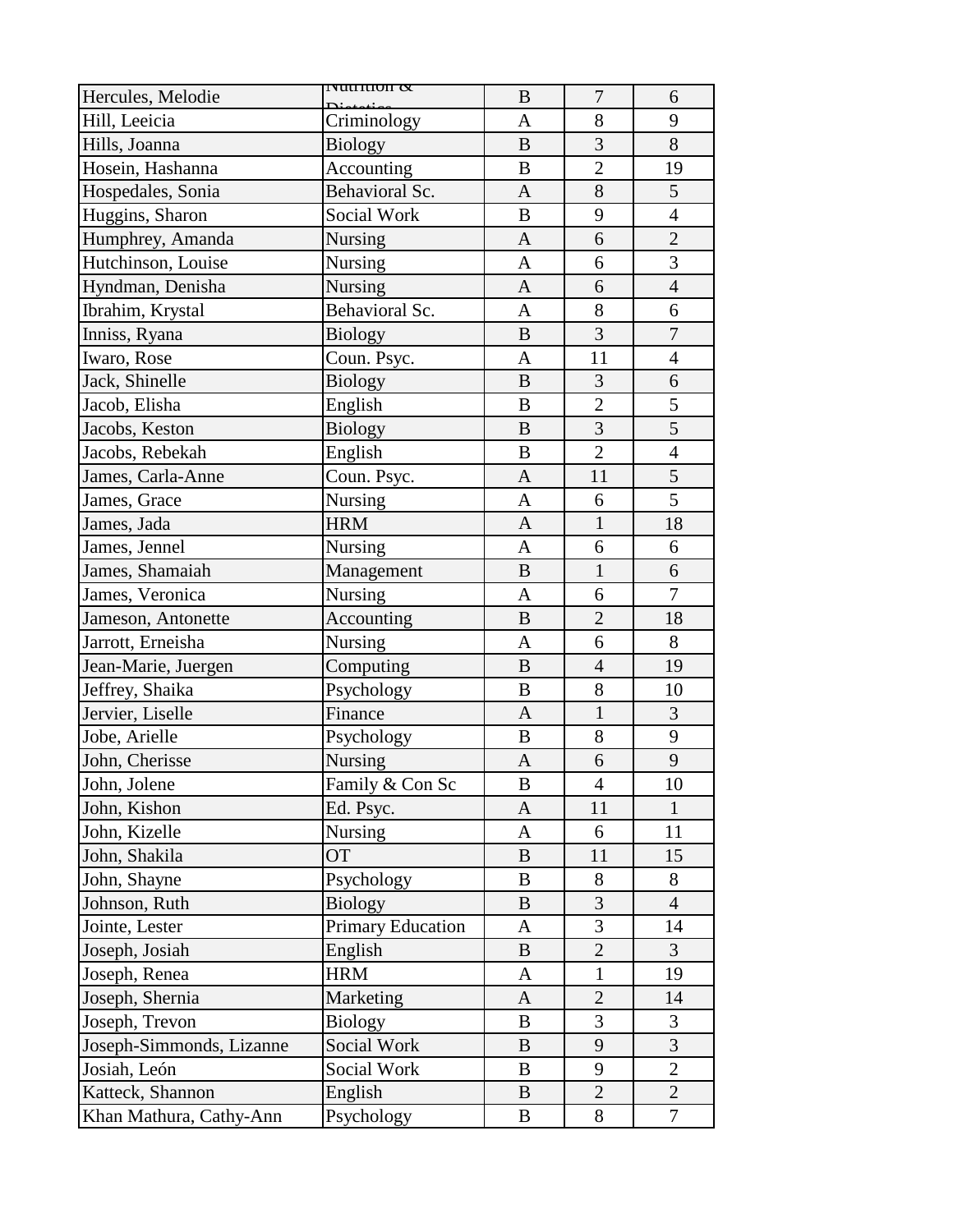| | | | | |
|---|---|---|---|---|
| Hercules, Melodie | Nutrition & Dietetics | B | 7 | 6 |
| Hill, Leeicia | Criminology | A | 8 | 9 |
| Hills, Joanna | Biology | B | 3 | 8 |
| Hosein, Hashanna | Accounting | B | 2 | 19 |
| Hospedales, Sonia | Behavioral Sc. | A | 8 | 5 |
| Huggins, Sharon | Social Work | B | 9 | 4 |
| Humphrey, Amanda | Nursing | A | 6 | 2 |
| Hutchinson, Louise | Nursing | A | 6 | 3 |
| Hyndman, Denisha | Nursing | A | 6 | 4 |
| Ibrahim, Krystal | Behavioral Sc. | A | 8 | 6 |
| Inniss, Ryana | Biology | B | 3 | 7 |
| Iwaro, Rose | Coun. Psyc. | A | 11 | 4 |
| Jack, Shinelle | Biology | B | 3 | 6 |
| Jacob, Elisha | English | B | 2 | 5 |
| Jacobs, Keston | Biology | B | 3 | 5 |
| Jacobs, Rebekah | English | B | 2 | 4 |
| James, Carla-Anne | Coun. Psyc. | A | 11 | 5 |
| James, Grace | Nursing | A | 6 | 5 |
| James, Jada | HRM | A | 1 | 18 |
| James, Jennel | Nursing | A | 6 | 6 |
| James, Shamaiah | Management | B | 1 | 6 |
| James, Veronica | Nursing | A | 6 | 7 |
| Jameson, Antonette | Accounting | B | 2 | 18 |
| Jarrott, Erneisha | Nursing | A | 6 | 8 |
| Jean-Marie, Juergen | Computing | B | 4 | 19 |
| Jeffrey, Shaika | Psychology | B | 8 | 10 |
| Jervier, Liselle | Finance | A | 1 | 3 |
| Jobe, Arielle | Psychology | B | 8 | 9 |
| John, Cherisse | Nursing | A | 6 | 9 |
| John, Jolene | Family & Con Sc | B | 4 | 10 |
| John, Kishon | Ed. Psyc. | A | 11 | 1 |
| John, Kizelle | Nursing | A | 6 | 11 |
| John, Shakila | OT | B | 11 | 15 |
| John, Shayne | Psychology | B | 8 | 8 |
| Johnson, Ruth | Biology | B | 3 | 4 |
| Jointe, Lester | Primary Education | A | 3 | 14 |
| Joseph, Josiah | English | B | 2 | 3 |
| Joseph, Renea | HRM | A | 1 | 19 |
| Joseph, Shernia | Marketing | A | 2 | 14 |
| Joseph, Trevon | Biology | B | 3 | 3 |
| Joseph-Simmonds, Lizanne | Social Work | B | 9 | 3 |
| Josiah, León | Social Work | B | 9 | 2 |
| Katteck, Shannon | English | B | 2 | 2 |
| Khan Mathura, Cathy-Ann | Psychology | B | 8 | 7 |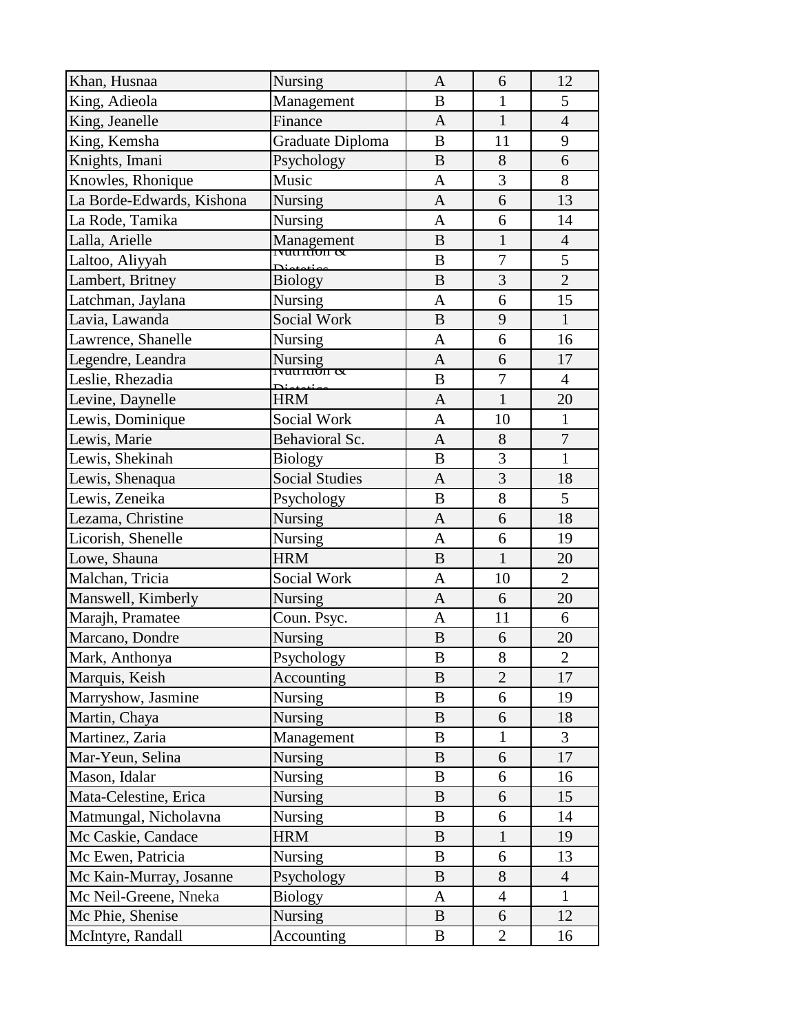| Khan, Husnaa | Nursing | A | 6 | 12 |
|---|---|---|---|---|
| King, Adieola | Management | B | 1 | 5 |
| King, Jeanelle | Finance | A | 1 | 4 |
| King, Kemsha | Graduate Diploma | B | 11 | 9 |
| Knights, Imani | Psychology | B | 8 | 6 |
| Knowles, Rhonique | Music | A | 3 | 8 |
| La Borde-Edwards, Kishona | Nursing | A | 6 | 13 |
| La Rode, Tamika | Nursing | A | 6 | 14 |
| Lalla, Arielle | Management | B | 1 | 4 |
| Laltoo, Aliyyah | Nutrition & Dietetics | B | 7 | 5 |
| Lambert, Britney | Biology | B | 3 | 2 |
| Latchman, Jaylana | Nursing | A | 6 | 15 |
| Lavia, Lawanda | Social Work | B | 9 | 1 |
| Lawrence, Shanelle | Nursing | A | 6 | 16 |
| Legendre, Leandra | Nursing | A | 6 | 17 |
| Leslie, Rhezadia | Nutrition & Dietetics | B | 7 | 4 |
| Levine, Daynelle | HRM | A | 1 | 20 |
| Lewis, Dominique | Social Work | A | 10 | 1 |
| Lewis, Marie | Behavioral Sc. | A | 8 | 7 |
| Lewis, Shekinah | Biology | B | 3 | 1 |
| Lewis, Shenaqua | Social Studies | A | 3 | 18 |
| Lewis, Zeneika | Psychology | B | 8 | 5 |
| Lezama, Christine | Nursing | A | 6 | 18 |
| Licorish, Shenelle | Nursing | A | 6 | 19 |
| Lowe, Shauna | HRM | B | 1 | 20 |
| Malchan, Tricia | Social Work | A | 10 | 2 |
| Manswell, Kimberly | Nursing | A | 6 | 20 |
| Marajh, Pramatee | Coun. Psyc. | A | 11 | 6 |
| Marcano, Dondre | Nursing | B | 6 | 20 |
| Mark, Anthonya | Psychology | B | 8 | 2 |
| Marquis, Keish | Accounting | B | 2 | 17 |
| Marryshow, Jasmine | Nursing | B | 6 | 19 |
| Martin, Chaya | Nursing | B | 6 | 18 |
| Martinez, Zaria | Management | B | 1 | 3 |
| Mar-Yeun, Selina | Nursing | B | 6 | 17 |
| Mason, Idalar | Nursing | B | 6 | 16 |
| Mata-Celestine, Erica | Nursing | B | 6 | 15 |
| Matmungal, Nicholavna | Nursing | B | 6 | 14 |
| Mc Caskie, Candace | HRM | B | 1 | 19 |
| Mc Ewen, Patricia | Nursing | B | 6 | 13 |
| Mc Kain-Murray, Josanne | Psychology | B | 8 | 4 |
| Mc Neil-Greene, Nneka | Biology | A | 4 | 1 |
| Mc Phie, Shenise | Nursing | B | 6 | 12 |
| McIntyre, Randall | Accounting | B | 2 | 16 |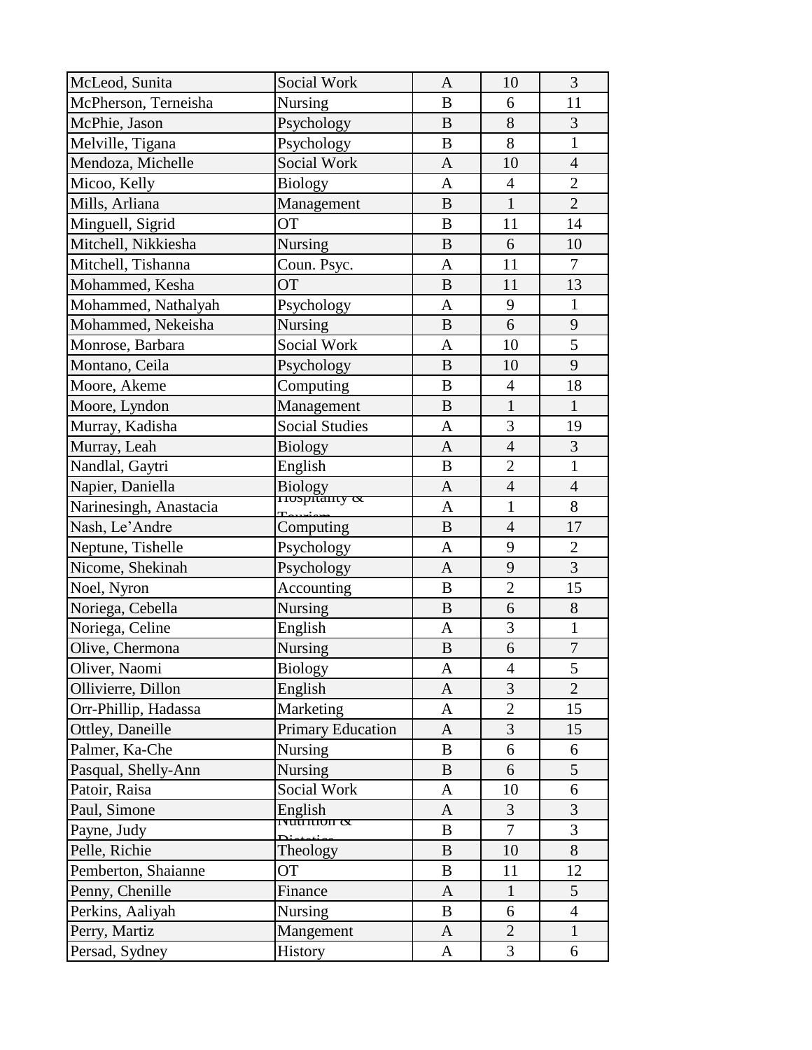| McLeod, Sunita | Social Work | A | 10 | 3 |
|---|---|---|---|---|
| McPherson, Terneisha | Nursing | B | 6 | 11 |
| McPhie, Jason | Psychology | B | 8 | 3 |
| Melville, Tigana | Psychology | B | 8 | 1 |
| Mendoza, Michelle | Social Work | A | 10 | 4 |
| Micoo, Kelly | Biology | A | 4 | 2 |
| Mills, Arliana | Management | B | 1 | 2 |
| Minguell, Sigrid | OT | B | 11 | 14 |
| Mitchell, Nikkiesha | Nursing | B | 6 | 10 |
| Mitchell, Tishanna | Coun. Psyc. | A | 11 | 7 |
| Mohammed, Kesha | OT | B | 11 | 13 |
| Mohammed, Nathalyah | Psychology | A | 9 | 1 |
| Mohammed, Nekeisha | Nursing | B | 6 | 9 |
| Monrose, Barbara | Social Work | A | 10 | 5 |
| Montano, Ceila | Psychology | B | 10 | 9 |
| Moore, Akeme | Computing | B | 4 | 18 |
| Moore, Lyndon | Management | B | 1 | 1 |
| Murray, Kadisha | Social Studies | A | 3 | 19 |
| Murray, Leah | Biology | A | 4 | 3 |
| Nandlal, Gaytri | English | B | 2 | 1 |
| Napier, Daniella | Biology | A | 4 | 4 |
| Narinesingh, Anastacia | Hospitality & Tourism | A | 1 | 8 |
| Nash, Le'Andre | Computing | B | 4 | 17 |
| Neptune, Tishelle | Psychology | A | 9 | 2 |
| Nicome, Shekinah | Psychology | A | 9 | 3 |
| Noel, Nyron | Accounting | B | 2 | 15 |
| Noriega, Cebella | Nursing | B | 6 | 8 |
| Noriega, Celine | English | A | 3 | 1 |
| Olive, Chermona | Nursing | B | 6 | 7 |
| Oliver, Naomi | Biology | A | 4 | 5 |
| Ollivierre, Dillon | English | A | 3 | 2 |
| Orr-Phillip, Hadassa | Marketing | A | 2 | 15 |
| Ottley, Daneille | Primary Education | A | 3 | 15 |
| Palmer, Ka-Che | Nursing | B | 6 | 6 |
| Pasqual, Shelly-Ann | Nursing | B | 6 | 5 |
| Patoir, Raisa | Social Work | A | 10 | 6 |
| Paul, Simone | English | A | 3 | 3 |
| Payne, Judy | Nutrition & Dietetics | B | 7 | 3 |
| Pelle, Richie | Theology | B | 10 | 8 |
| Pemberton, Shaianne | OT | B | 11 | 12 |
| Penny, Chenille | Finance | A | 1 | 5 |
| Perkins, Aaliyah | Nursing | B | 6 | 4 |
| Perry, Martiz | Mangement | A | 2 | 1 |
| Persad, Sydney | History | A | 3 | 6 |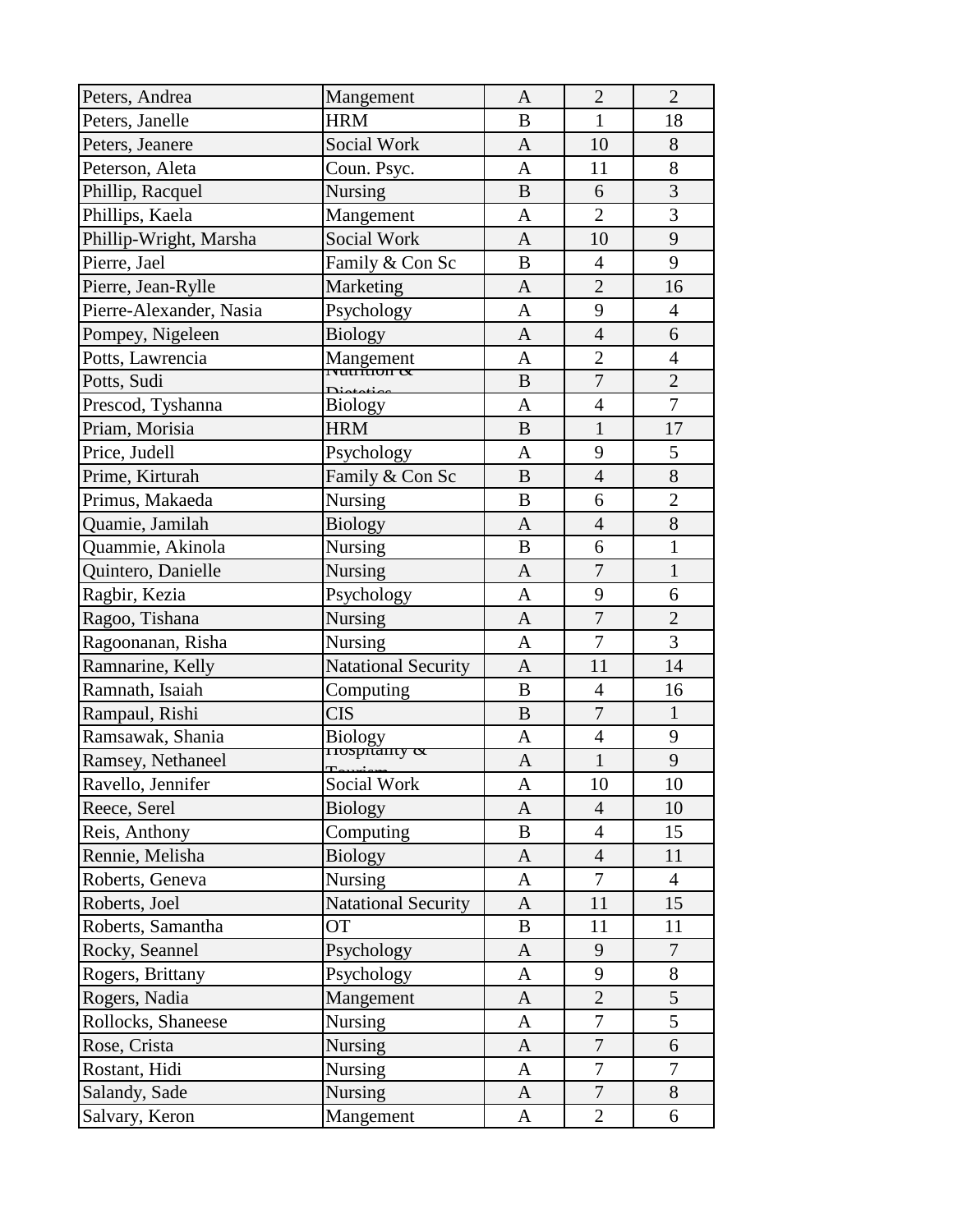| | | | | |
|---|---|---|---|---|
| Peters, Andrea | Mangement | A | 2 | 2 |
| Peters, Janelle | HRM | B | 1 | 18 |
| Peters, Jeanere | Social Work | A | 10 | 8 |
| Peterson, Aleta | Coun. Psyc. | A | 11 | 8 |
| Phillip, Racquel | Nursing | B | 6 | 3 |
| Phillips, Kaela | Mangement | A | 2 | 3 |
| Phillip-Wright, Marsha | Social Work | A | 10 | 9 |
| Pierre, Jael | Family & Con Sc | B | 4 | 9 |
| Pierre, Jean-Rylle | Marketing | A | 2 | 16 |
| Pierre-Alexander, Nasia | Psychology | A | 9 | 4 |
| Pompey, Nigeleen | Biology | A | 4 | 6 |
| Potts, Lawrencia | Mangement | A | 2 | 4 |
| Potts, Sudi | Nutrition & Dietetics | B | 7 | 2 |
| Prescod, Tyshanna | Biology | A | 4 | 7 |
| Priam, Morisia | HRM | B | 1 | 17 |
| Price, Judell | Psychology | A | 9 | 5 |
| Prime, Kirturah | Family & Con Sc | B | 4 | 8 |
| Primus, Makaeda | Nursing | B | 6 | 2 |
| Quamie, Jamilah | Biology | A | 4 | 8 |
| Quammie, Akinola | Nursing | B | 6 | 1 |
| Quintero, Danielle | Nursing | A | 7 | 1 |
| Ragbir, Kezia | Psychology | A | 9 | 6 |
| Ragoo, Tishana | Nursing | A | 7 | 2 |
| Ragoonanan, Risha | Nursing | A | 7 | 3 |
| Ramnarine, Kelly | Natational Security | A | 11 | 14 |
| Ramnath, Isaiah | Computing | B | 4 | 16 |
| Rampaul, Rishi | CIS | B | 7 | 1 |
| Ramsawak, Shania | Biology | A | 4 | 9 |
| Ramsey, Nethaneel | Hospitality & Tourism | A | 1 | 9 |
| Ravello, Jennifer | Social Work | A | 10 | 10 |
| Reece, Serel | Biology | A | 4 | 10 |
| Reis, Anthony | Computing | B | 4 | 15 |
| Rennie, Melisha | Biology | A | 4 | 11 |
| Roberts, Geneva | Nursing | A | 7 | 4 |
| Roberts, Joel | Natational Security | A | 11 | 15 |
| Roberts, Samantha | OT | B | 11 | 11 |
| Rocky, Seannel | Psychology | A | 9 | 7 |
| Rogers, Brittany | Psychology | A | 9 | 8 |
| Rogers, Nadia | Mangement | A | 2 | 5 |
| Rollocks, Shaneese | Nursing | A | 7 | 5 |
| Rose, Crista | Nursing | A | 7 | 6 |
| Rostant, Hidi | Nursing | A | 7 | 7 |
| Salandy, Sade | Nursing | A | 7 | 8 |
| Salvary, Keron | Mangement | A | 2 | 6 |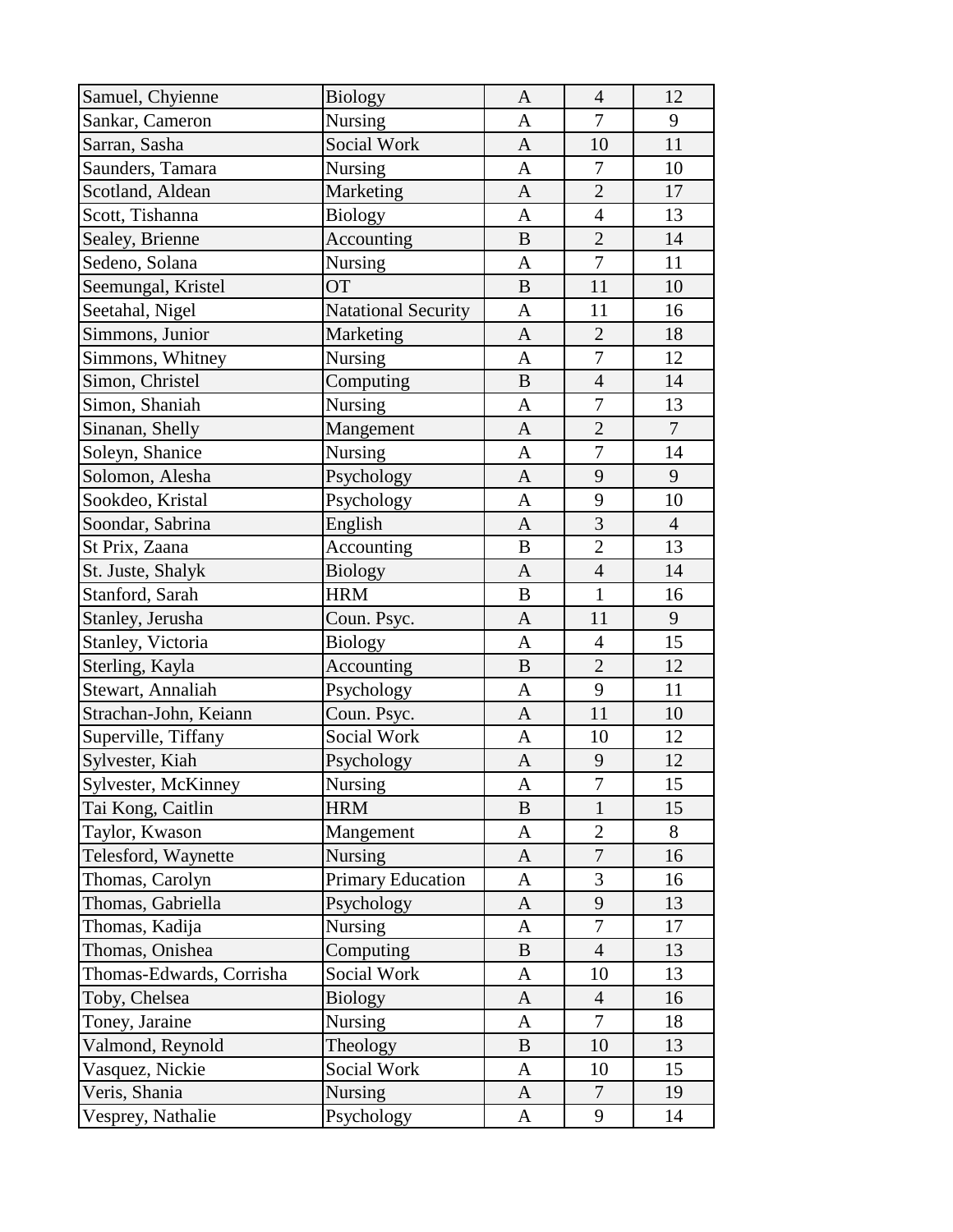| Samuel, Chyienne | Biology | A | 4 | 12 |
|---|---|---|---|---|
| Sankar, Cameron | Nursing | A | 7 | 9 |
| Sarran, Sasha | Social Work | A | 10 | 11 |
| Saunders, Tamara | Nursing | A | 7 | 10 |
| Scotland, Aldean | Marketing | A | 2 | 17 |
| Scott, Tishanna | Biology | A | 4 | 13 |
| Sealey, Brienne | Accounting | B | 2 | 14 |
| Sedeno, Solana | Nursing | A | 7 | 11 |
| Seemungal, Kristel | OT | B | 11 | 10 |
| Seetahal, Nigel | Natational Security | A | 11 | 16 |
| Simmons, Junior | Marketing | A | 2 | 18 |
| Simmons, Whitney | Nursing | A | 7 | 12 |
| Simon, Christel | Computing | B | 4 | 14 |
| Simon, Shaniah | Nursing | A | 7 | 13 |
| Sinanan, Shelly | Mangement | A | 2 | 7 |
| Soleyn, Shanice | Nursing | A | 7 | 14 |
| Solomon, Alesha | Psychology | A | 9 | 9 |
| Sookdeo, Kristal | Psychology | A | 9 | 10 |
| Soondar, Sabrina | English | A | 3 | 4 |
| St Prix, Zaana | Accounting | B | 2 | 13 |
| St. Juste, Shalyk | Biology | A | 4 | 14 |
| Stanford, Sarah | HRM | B | 1 | 16 |
| Stanley, Jerusha | Coun. Psyc. | A | 11 | 9 |
| Stanley, Victoria | Biology | A | 4 | 15 |
| Sterling, Kayla | Accounting | B | 2 | 12 |
| Stewart, Annaliah | Psychology | A | 9 | 11 |
| Strachan-John, Keiann | Coun. Psyc. | A | 11 | 10 |
| Superville, Tiffany | Social Work | A | 10 | 12 |
| Sylvester, Kiah | Psychology | A | 9 | 12 |
| Sylvester, McKinney | Nursing | A | 7 | 15 |
| Tai Kong, Caitlin | HRM | B | 1 | 15 |
| Taylor, Kwason | Mangement | A | 2 | 8 |
| Telesford, Waynette | Nursing | A | 7 | 16 |
| Thomas, Carolyn | Primary Education | A | 3 | 16 |
| Thomas, Gabriella | Psychology | A | 9 | 13 |
| Thomas, Kadija | Nursing | A | 7 | 17 |
| Thomas, Onishea | Computing | B | 4 | 13 |
| Thomas-Edwards, Corrisha | Social Work | A | 10 | 13 |
| Toby, Chelsea | Biology | A | 4 | 16 |
| Toney, Jaraine | Nursing | A | 7 | 18 |
| Valmond, Reynold | Theology | B | 10 | 13 |
| Vasquez, Nickie | Social Work | A | 10 | 15 |
| Veris, Shania | Nursing | A | 7 | 19 |
| Vesprey, Nathalie | Psychology | A | 9 | 14 |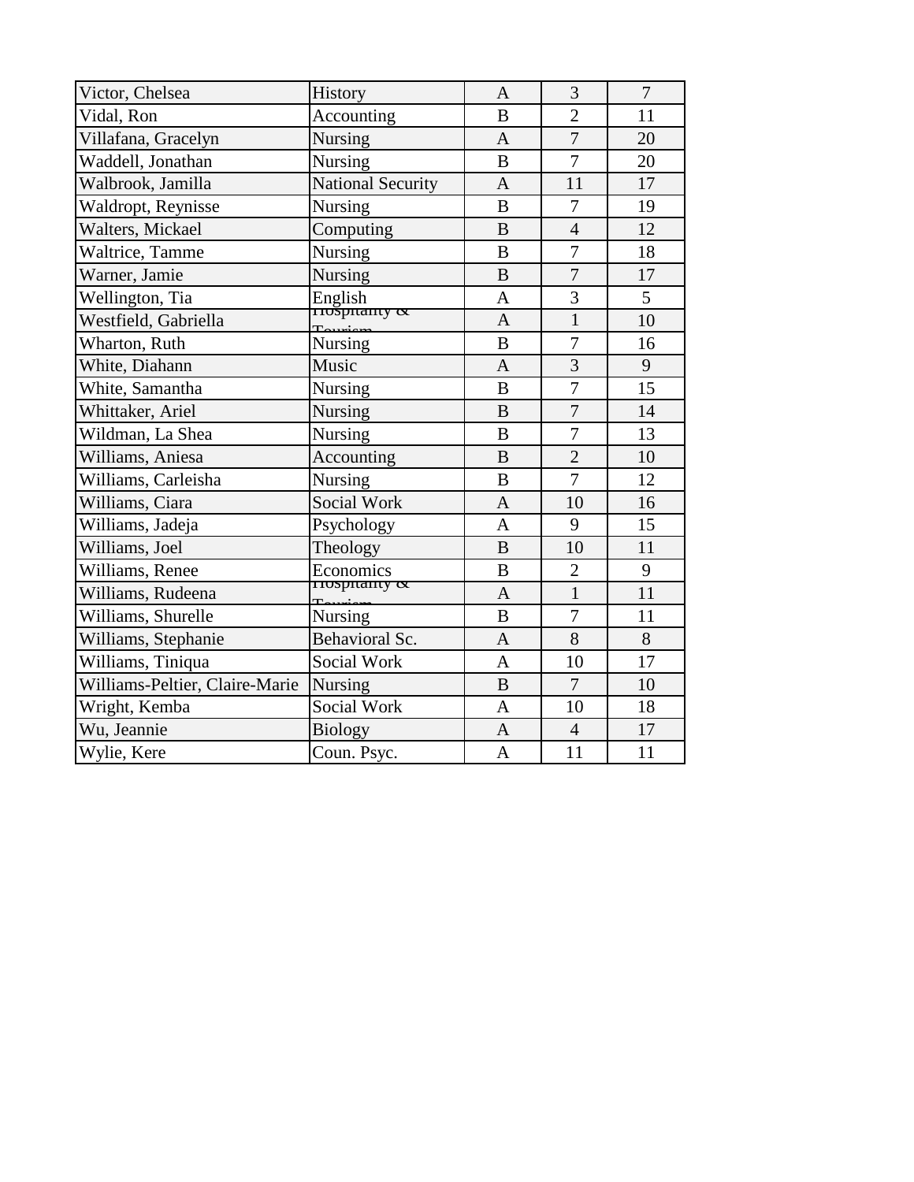| | | | | |
|---|---|---|---|---|
| Victor, Chelsea | History | A | 3 | 7 |
| Vidal, Ron | Accounting | B | 2 | 11 |
| Villafana, Gracelyn | Nursing | A | 7 | 20 |
| Waddell, Jonathan | Nursing | B | 7 | 20 |
| Walbrook, Jamilla | National Security | A | 11 | 17 |
| Waldropt, Reynisse | Nursing | B | 7 | 19 |
| Walters, Mickael | Computing | B | 4 | 12 |
| Waltrice, Tamme | Nursing | B | 7 | 18 |
| Warner, Jamie | Nursing | B | 7 | 17 |
| Wellington, Tia | English | A | 3 | 5 |
| Westfield, Gabriella | Hospitality & Tourism | A | 1 | 10 |
| Wharton, Ruth | Nursing | B | 7 | 16 |
| White, Diahann | Music | A | 3 | 9 |
| White, Samantha | Nursing | B | 7 | 15 |
| Whittaker, Ariel | Nursing | B | 7 | 14 |
| Wildman, La Shea | Nursing | B | 7 | 13 |
| Williams, Aniesa | Accounting | B | 2 | 10 |
| Williams, Carleisha | Nursing | B | 7 | 12 |
| Williams, Ciara | Social Work | A | 10 | 16 |
| Williams, Jadeja | Psychology | A | 9 | 15 |
| Williams, Joel | Theology | B | 10 | 11 |
| Williams, Renee | Economics | B | 2 | 9 |
| Williams, Rudeena | Hospitality & Tourism | A | 1 | 11 |
| Williams, Shurelle | Nursing | B | 7 | 11 |
| Williams, Stephanie | Behavioral Sc. | A | 8 | 8 |
| Williams, Tiniqua | Social Work | A | 10 | 17 |
| Williams-Peltier, Claire-Marie | Nursing | B | 7 | 10 |
| Wright, Kemba | Social Work | A | 10 | 18 |
| Wu, Jeannie | Biology | A | 4 | 17 |
| Wylie, Kere | Coun. Psyc. | A | 11 | 11 |